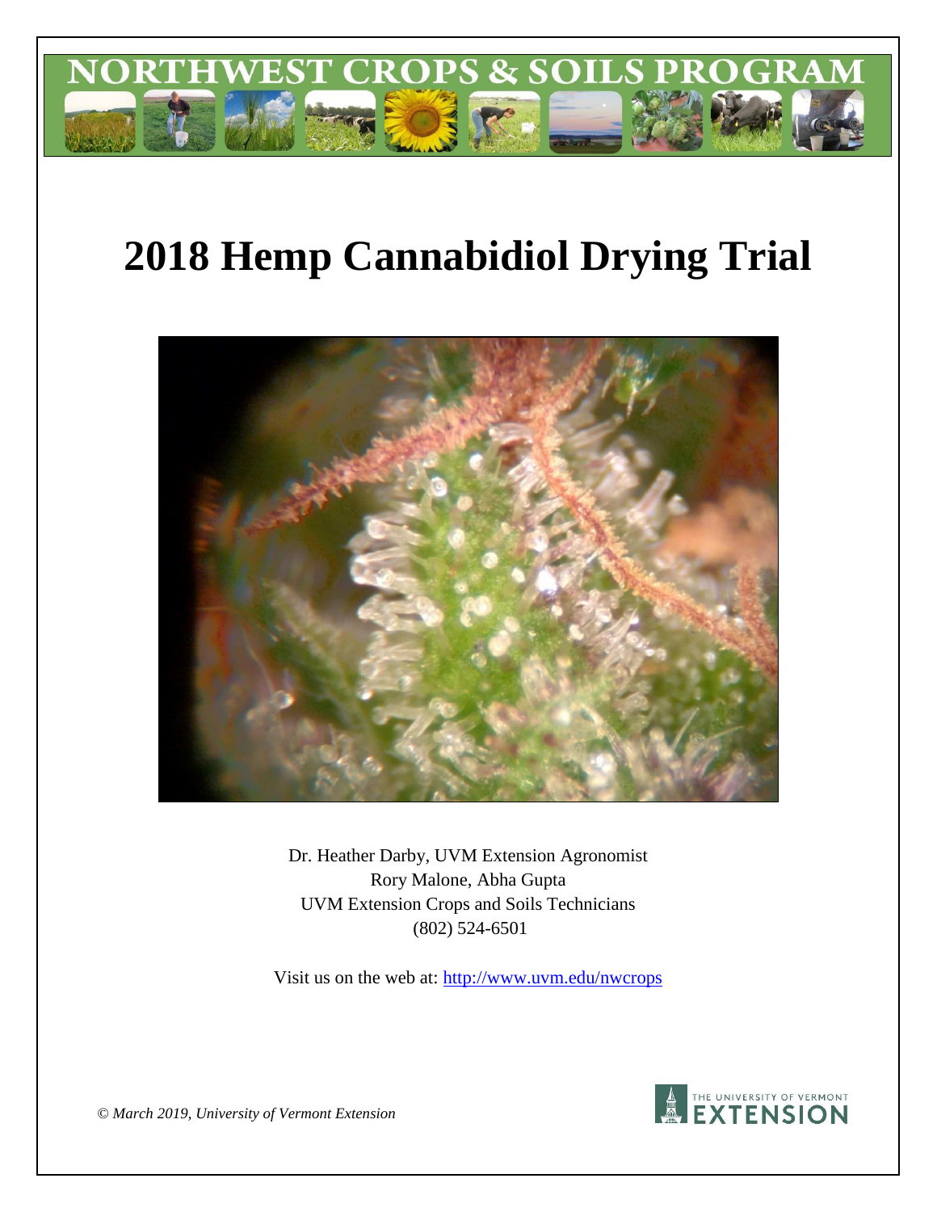# 2018 Hemp Cannabidiol Drying Trial

Dr. Heather Darby, UVM Extension Agronomist
Rory Malone, Abha Gupta
UVM Extension Crops and Soils Technicians
(802) 524-6501

Visit us on the web at: http://www.uvm.edu/nwcrops

*© March 2019, University of Vermont Extension*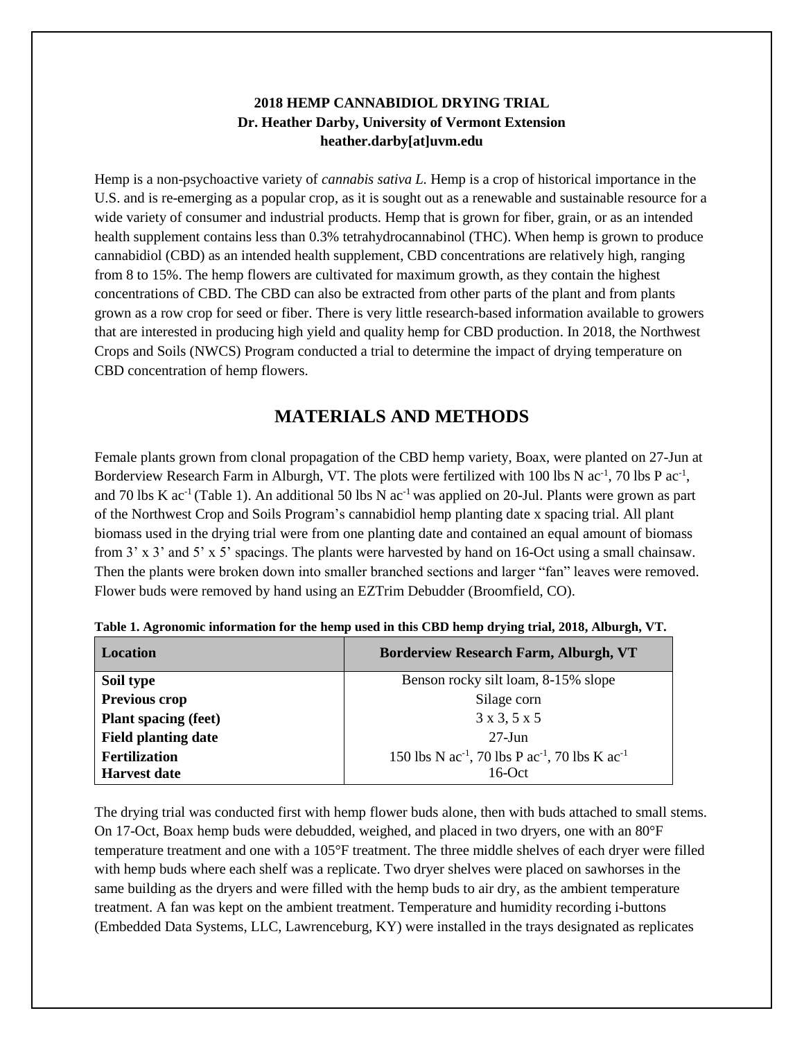**2018 HEMP CANNABIDIOL DRYING TRIAL**
**Dr. Heather Darby, University of Vermont Extension**
**heather.darby[at]uvm.edu**

Hemp is a non-psychoactive variety of *cannabis sativa L.* Hemp is a crop of historical importance in the U.S. and is re-emerging as a popular crop, as it is sought out as a renewable and sustainable resource for a wide variety of consumer and industrial products. Hemp that is grown for fiber, grain, or as an intended health supplement contains less than 0.3% tetrahydrocannabinol (THC). When hemp is grown to produce cannabidiol (CBD) as an intended health supplement, CBD concentrations are relatively high, ranging from 8 to 15%. The hemp flowers are cultivated for maximum growth, as they contain the highest concentrations of CBD. The CBD can also be extracted from other parts of the plant and from plants grown as a row crop for seed or fiber. There is very little research-based information available to growers that are interested in producing high yield and quality hemp for CBD production. In 2018, the Northwest Crops and Soils (NWCS) Program conducted a trial to determine the impact of drying temperature on CBD concentration of hemp flowers.

## MATERIALS AND METHODS

Female plants grown from clonal propagation of the CBD hemp variety, Boax, were planted on 27-Jun at Borderview Research Farm in Alburgh, VT. The plots were fertilized with 100 lbs N $ac^{-1}$, 70 lbs P $ac^{-1}$, and 70 lbs K $ac^{-1}$ (Table 1). An additional 50 lbs N $ac^{-1}$ was applied on 20-Jul. Plants were grown as part of the Northwest Crop and Soils Program's cannabidiol hemp planting date x spacing trial. All plant biomass used in the drying trial were from one planting date and contained an equal amount of biomass from 3' x 3' and 5' x 5' spacings. The plants were harvested by hand on 16-Oct using a small chainsaw. Then the plants were broken down into smaller branched sections and larger "fan" leaves were removed. Flower buds were removed by hand using an EZTrim Debudder (Broomfield, CO).

**Table 1. Agronomic information for the hemp used in this CBD hemp drying trial, 2018, Alburgh, VT.**

| Location | Borderview Research Farm, Alburgh, VT |
|---|---|
| **Soil type** | Benson rocky silt loam, 8-15% slope |
| **Previous crop** | Silage corn |
| **Plant spacing (feet)** | 3 x 3, 5 x 5 |
| **Field planting date** | 27-Jun |
| **Fertilization** | 150 lbs N $ac^{-1}$, 70 lbs P $ac^{-1}$, 70 lbs K $ac^{-1}$ |
| **Harvest date** | 16-Oct |

The drying trial was conducted first with hemp flower buds alone, then with buds attached to small stems. On 17-Oct, Boax hemp buds were debudded, weighed, and placed in two dryers, one with an 80°F temperature treatment and one with a 105°F treatment. The three middle shelves of each dryer were filled with hemp buds where each shelf was a replicate. Two dryer shelves were placed on sawhorses in the same building as the dryers and were filled with the hemp buds to air dry, as the ambient temperature treatment. A fan was kept on the ambient treatment. Temperature and humidity recording i-buttons (Embedded Data Systems, LLC, Lawrenceburg, KY) were installed in the trays designated as replicates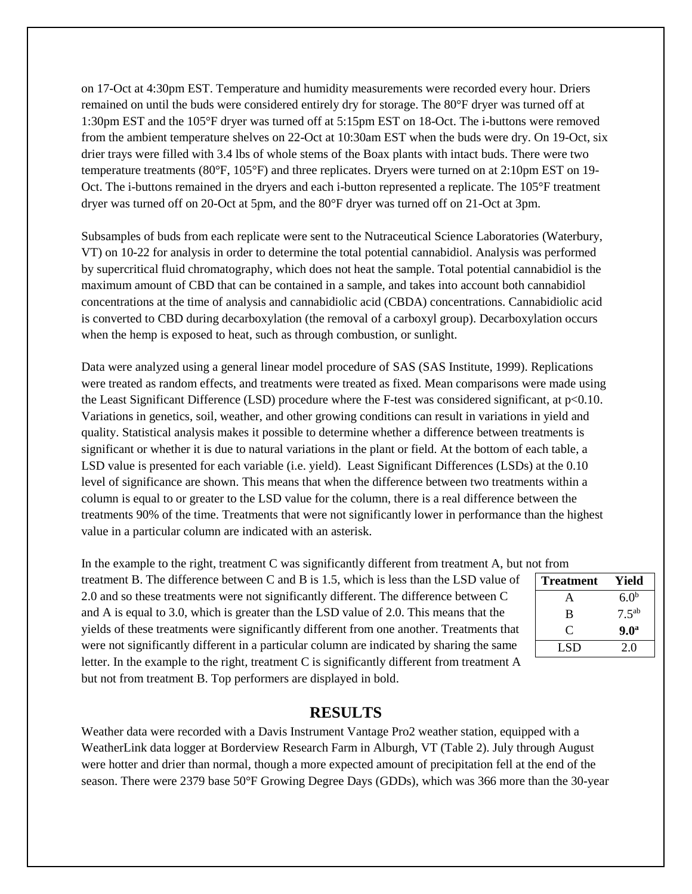on 17-Oct at 4:30pm EST. Temperature and humidity measurements were recorded every hour. Driers remained on until the buds were considered entirely dry for storage. The 80°F dryer was turned off at 1:30pm EST and the 105°F dryer was turned off at 5:15pm EST on 18-Oct. The i-buttons were removed from the ambient temperature shelves on 22-Oct at 10:30am EST when the buds were dry. On 19-Oct, six drier trays were filled with 3.4 lbs of whole stems of the Boax plants with intact buds. There were two temperature treatments (80°F, 105°F) and three replicates. Dryers were turned on at 2:10pm EST on 19-Oct. The i-buttons remained in the dryers and each i-button represented a replicate. The 105°F treatment dryer was turned off on 20-Oct at 5pm, and the 80°F dryer was turned off on 21-Oct at 3pm.

Subsamples of buds from each replicate were sent to the Nutraceutical Science Laboratories (Waterbury, VT) on 10-22 for analysis in order to determine the total potential cannabidiol. Analysis was performed by supercritical fluid chromatography, which does not heat the sample. Total potential cannabidiol is the maximum amount of CBD that can be contained in a sample, and takes into account both cannabidiol concentrations at the time of analysis and cannabidiolic acid (CBDA) concentrations. Cannabidiolic acid is converted to CBD during decarboxylation (the removal of a carboxyl group). Decarboxylation occurs when the hemp is exposed to heat, such as through combustion, or sunlight.

Data were analyzed using a general linear model procedure of SAS (SAS Institute, 1999). Replications were treated as random effects, and treatments were treated as fixed. Mean comparisons were made using the Least Significant Difference (LSD) procedure where the F-test was considered significant, at $p<0.10$. Variations in genetics, soil, weather, and other growing conditions can result in variations in yield and quality. Statistical analysis makes it possible to determine whether a difference between treatments is significant or whether it is due to natural variations in the plant or field. At the bottom of each table, a LSD value is presented for each variable (i.e. yield). Least Significant Differences (LSDs) at the 0.10 level of significance are shown. This means that when the difference between two treatments within a column is equal to or greater to the LSD value for the column, there is a real difference between the treatments 90% of the time. Treatments that were not significantly lower in performance than the highest value in a particular column are indicated with an asterisk.

In the example to the right, treatment C was significantly different from treatment A, but not from treatment B. The difference between C and B is 1.5, which is less than the LSD value of 2.0 and so these treatments were not significantly different. The difference between C and A is equal to 3.0, which is greater than the LSD value of 2.0. This means that the yields of these treatments were significantly different from one another. Treatments that were not significantly different in a particular column are indicated by sharing the same letter. In the example to the right, treatment C is significantly different from treatment A but not from treatment B. Top performers are displayed in bold.

| Treatment | Yield |
|---|---|
| A | $6.0^{b}$ |
| B | $7.5^{ab}$ |
| C | **$9.0^{a}$** |
| LSD | 2.0 |

## RESULTS

Weather data were recorded with a Davis Instrument Vantage Pro2 weather station, equipped with a WeatherLink data logger at Borderview Research Farm in Alburgh, VT (Table 2). July through August were hotter and drier than normal, though a more expected amount of precipitation fell at the end of the season. There were 2379 base 50°F Growing Degree Days (GDDs), which was 366 more than the 30-year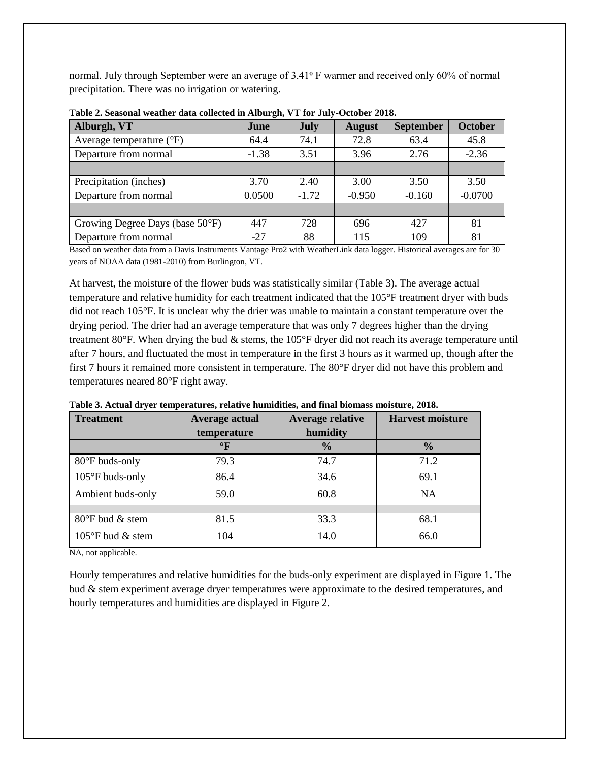normal. July through September were an average of 3.41º F warmer and received only 60% of normal precipitation. There was no irrigation or watering.

**Table 2. Seasonal weather data collected in Alburgh, VT for July-October 2018.**

| Alburgh, VT | June | July | August | September | October |
|---|---|---|---|---|---|
| Average temperature (°F) | 64.4 | 74.1 | 72.8 | 63.4 | 45.8 |
| Departure from normal | -1.38 | 3.51 | 3.96 | 2.76 | -2.36 |
| | | | | | |
| Precipitation (inches) | 3.70 | 2.40 | 3.00 | 3.50 | 3.50 |
| Departure from normal | 0.0500 | -1.72 | -0.950 | -0.160 | -0.0700 |
| | | | | | |
| Growing Degree Days (base 50°F) | 447 | 728 | 696 | 427 | 81 |
| Departure from normal | -27 | 88 | 115 | 109 | 81 |

Based on weather data from a Davis Instruments Vantage Pro2 with WeatherLink data logger. Historical averages are for 30 years of NOAA data (1981-2010) from Burlington, VT.

At harvest, the moisture of the flower buds was statistically similar (Table 3). The average actual temperature and relative humidity for each treatment indicated that the 105°F treatment dryer with buds did not reach 105°F. It is unclear why the drier was unable to maintain a constant temperature over the drying period. The drier had an average temperature that was only 7 degrees higher than the drying treatment 80°F. When drying the bud & stems, the 105°F dryer did not reach its average temperature until after 7 hours, and fluctuated the most in temperature in the first 3 hours as it warmed up, though after the first 7 hours it remained more consistent in temperature. The 80°F dryer did not have this problem and temperatures neared 80°F right away.

**Table 3. Actual dryer temperatures, relative humidities, and final biomass moisture, 2018.**

| Treatment | Average actual temperature | Average relative humidity | Harvest moisture |
|---|---|---|---|
| | °F | % | % |
| 80°F buds-only | 79.3 | 74.7 | 71.2 |
| 105°F buds-only | 86.4 | 34.6 | 69.1 |
| Ambient buds-only | 59.0 | 60.8 | NA |
| | | | |
| 80°F bud & stem | 81.5 | 33.3 | 68.1 |
| 105°F bud & stem | 104 | 14.0 | 66.0 |

NA, not applicable.

Hourly temperatures and relative humidities for the buds-only experiment are displayed in Figure 1. The bud & stem experiment average dryer temperatures were approximate to the desired temperatures, and hourly temperatures and humidities are displayed in Figure 2.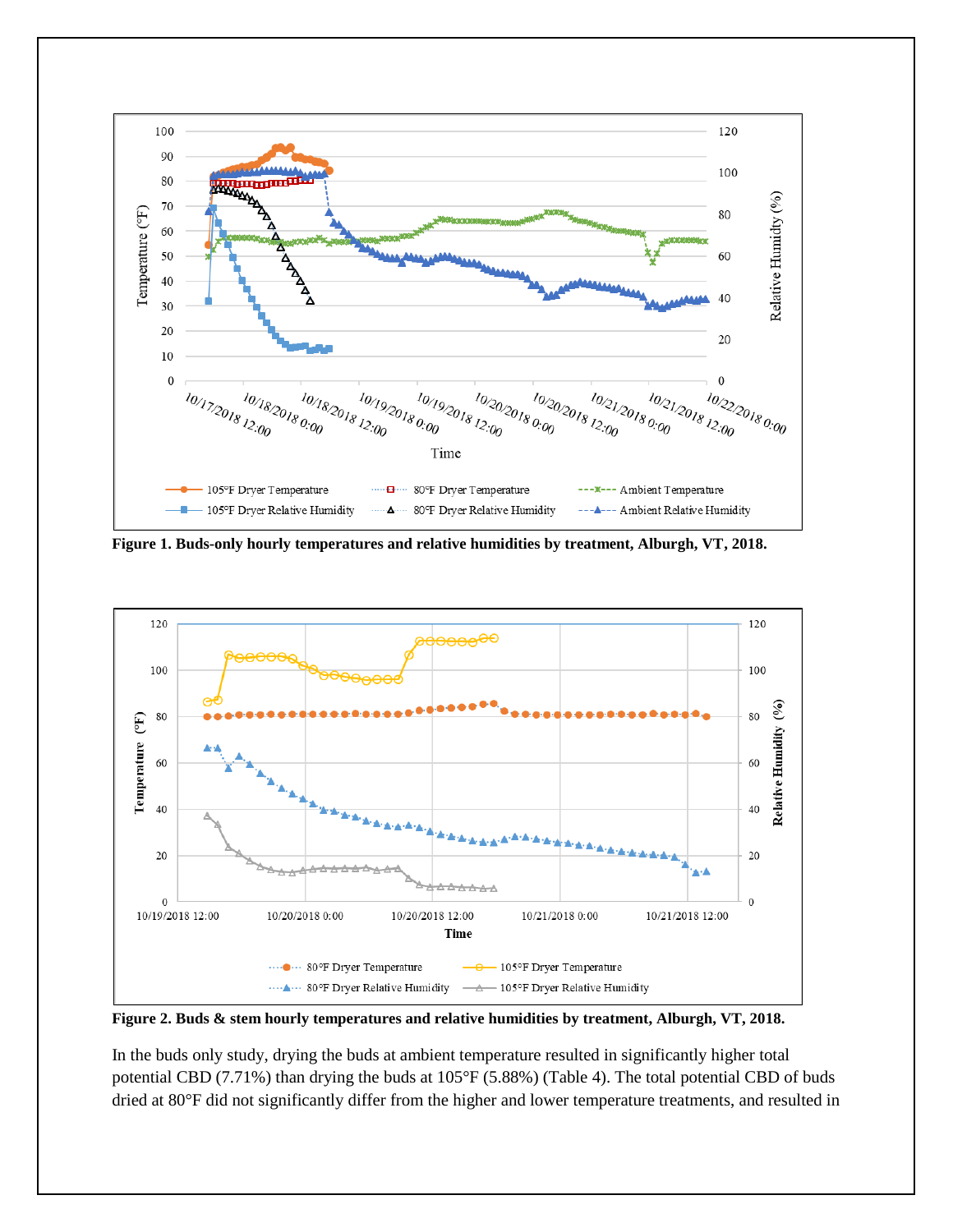**Figure 1. Buds-only hourly temperatures and relative humidities by treatment, Alburgh, VT, 2018.**

**Figure 2. Buds & stem hourly temperatures and relative humidities by treatment, Alburgh, VT, 2018.**

In the buds only study, drying the buds at ambient temperature resulted in significantly higher total potential CBD (7.71%) than drying the buds at 105°F (5.88%) (Table 4). The total potential CBD of buds dried at 80°F did not significantly differ from the higher and lower temperature treatments, and resulted in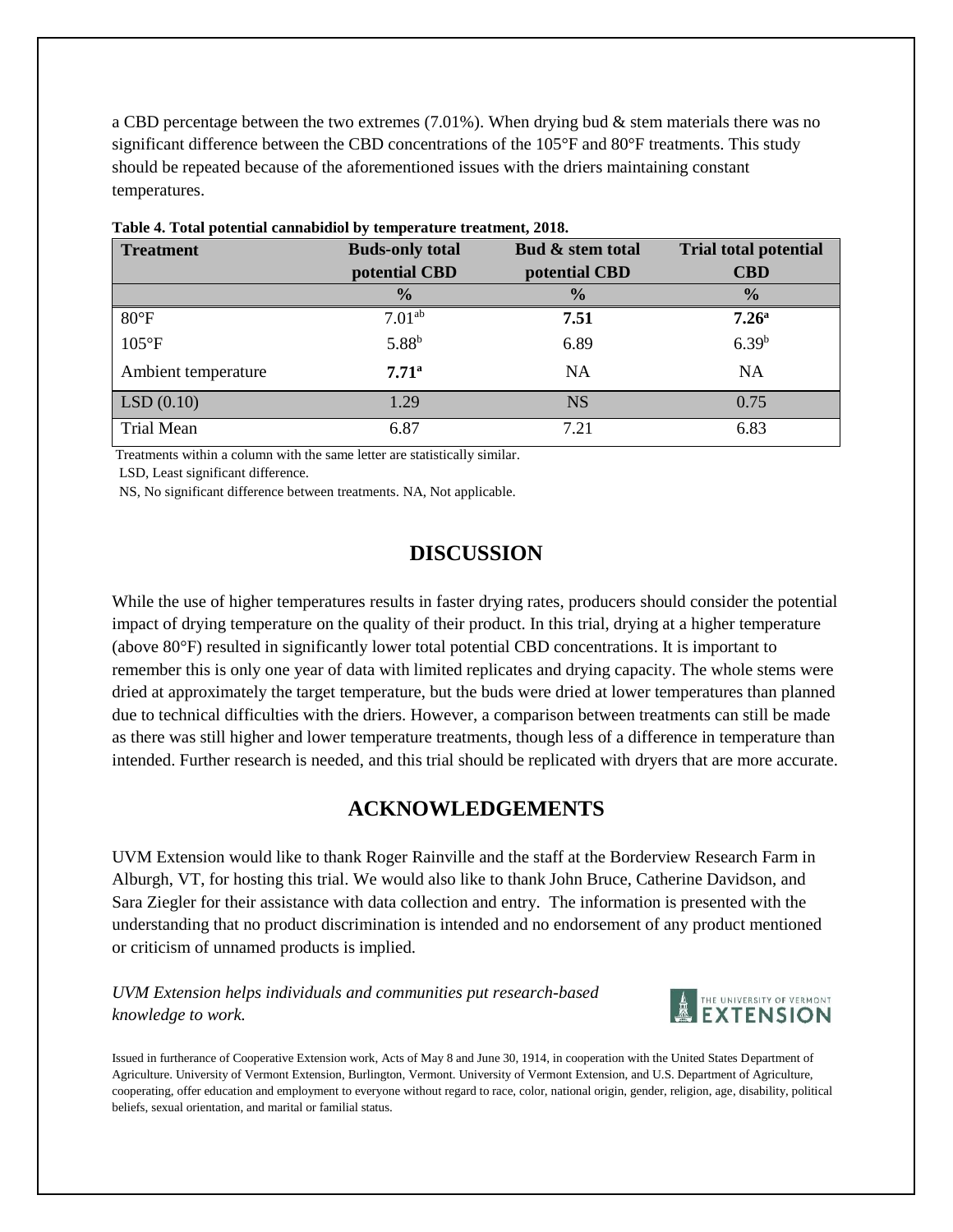a CBD percentage between the two extremes (7.01%). When drying bud & stem materials there was no significant difference between the CBD concentrations of the 105°F and 80°F treatments. This study should be repeated because of the aforementioned issues with the driers maintaining constant temperatures.

**Table 4. Total potential cannabidiol by temperature treatment, 2018.**

| Treatment | Buds-only total potential CBD | Bud & stem total potential CBD | Trial total potential CBD |
|---|---|---|---|
| | % | % | % |
| 80°F | 7.01[ab] | **7.51** | **7.26[a]** |
| 105°F | 5.88[b] | 6.89 | 6.39[b] |
| Ambient temperature | **7.71[a]** | NA | NA |
| LSD (0.10) | 1.29 | NS | 0.75 |
| Trial Mean | 6.87 | 7.21 | 6.83 |

Treatments within a column with the same letter are statistically similar.
LSD, Least significant difference.
NS, No significant difference between treatments. NA, Not applicable.

## DISCUSSION

While the use of higher temperatures results in faster drying rates, producers should consider the potential impact of drying temperature on the quality of their product. In this trial, drying at a higher temperature (above 80°F) resulted in significantly lower total potential CBD concentrations. It is important to remember this is only one year of data with limited replicates and drying capacity. The whole stems were dried at approximately the target temperature, but the buds were dried at lower temperatures than planned due to technical difficulties with the driers. However, a comparison between treatments can still be made as there was still higher and lower temperature treatments, though less of a difference in temperature than intended. Further research is needed, and this trial should be replicated with dryers that are more accurate.

## ACKNOWLEDGEMENTS

UVM Extension would like to thank Roger Rainville and the staff at the Borderview Research Farm in Alburgh, VT, for hosting this trial. We would also like to thank John Bruce, Catherine Davidson, and Sara Ziegler for their assistance with data collection and entry. The information is presented with the understanding that no product discrimination is intended and no endorsement of any product mentioned or criticism of unnamed products is implied.

*UVM Extension helps individuals and communities put research-based knowledge to work.*

THE UNIVERSITY OF VERMONT EXTENSION

Issued in furtherance of Cooperative Extension work, Acts of May 8 and June 30, 1914, in cooperation with the United States Department of Agriculture. University of Vermont Extension, Burlington, Vermont. University of Vermont Extension, and U.S. Department of Agriculture, cooperating, offer education and employment to everyone without regard to race, color, national origin, gender, religion, age, disability, political beliefs, sexual orientation, and marital or familial status.